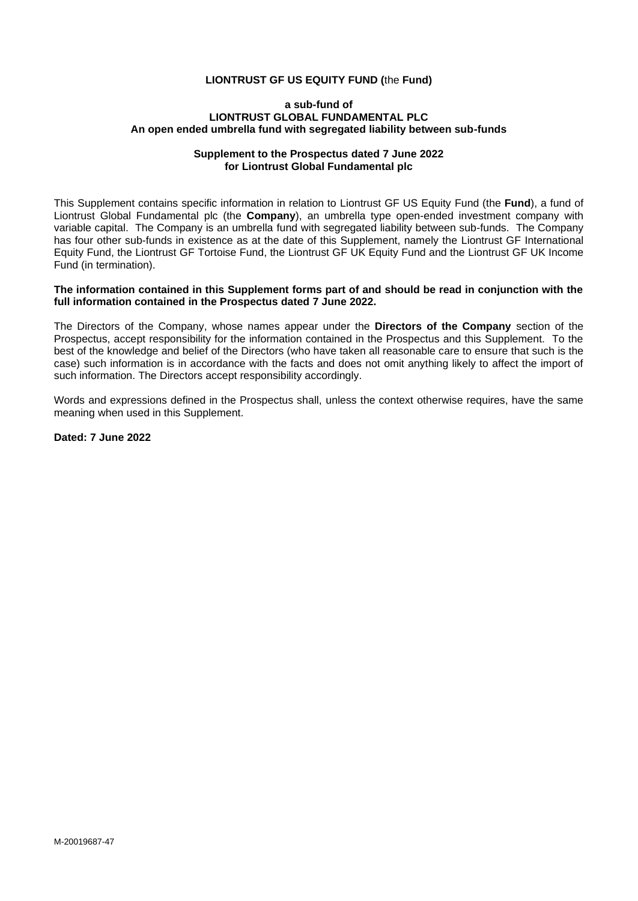**LIONTRUST GF US EQUITY FUND (**the **Fund)**

**a sub-fund of**
**LIONTRUST GLOBAL FUNDAMENTAL PLC**
**An open ended umbrella fund with segregated liability between sub-funds**

**Supplement to the Prospectus dated 7 June 2022**
**for Liontrust Global Fundamental plc**

This Supplement contains specific information in relation to Liontrust GF US Equity Fund (the **Fund**), a fund of Liontrust Global Fundamental plc (the **Company**), an umbrella type open-ended investment company with variable capital. The Company is an umbrella fund with segregated liability between sub-funds. The Company has four other sub-funds in existence as at the date of this Supplement, namely the Liontrust GF International Equity Fund, the Liontrust GF Tortoise Fund, the Liontrust GF UK Equity Fund and the Liontrust GF UK Income Fund (in termination).

**The information contained in this Supplement forms part of and should be read in conjunction with the full information contained in the Prospectus dated 7 June 2022.**

The Directors of the Company, whose names appear under the **Directors of the Company** section of the Prospectus, accept responsibility for the information contained in the Prospectus and this Supplement. To the best of the knowledge and belief of the Directors (who have taken all reasonable care to ensure that such is the case) such information is in accordance with the facts and does not omit anything likely to affect the import of such information. The Directors accept responsibility accordingly.

Words and expressions defined in the Prospectus shall, unless the context otherwise requires, have the same meaning when used in this Supplement.

**Dated: 7 June 2022**

M-20019687-47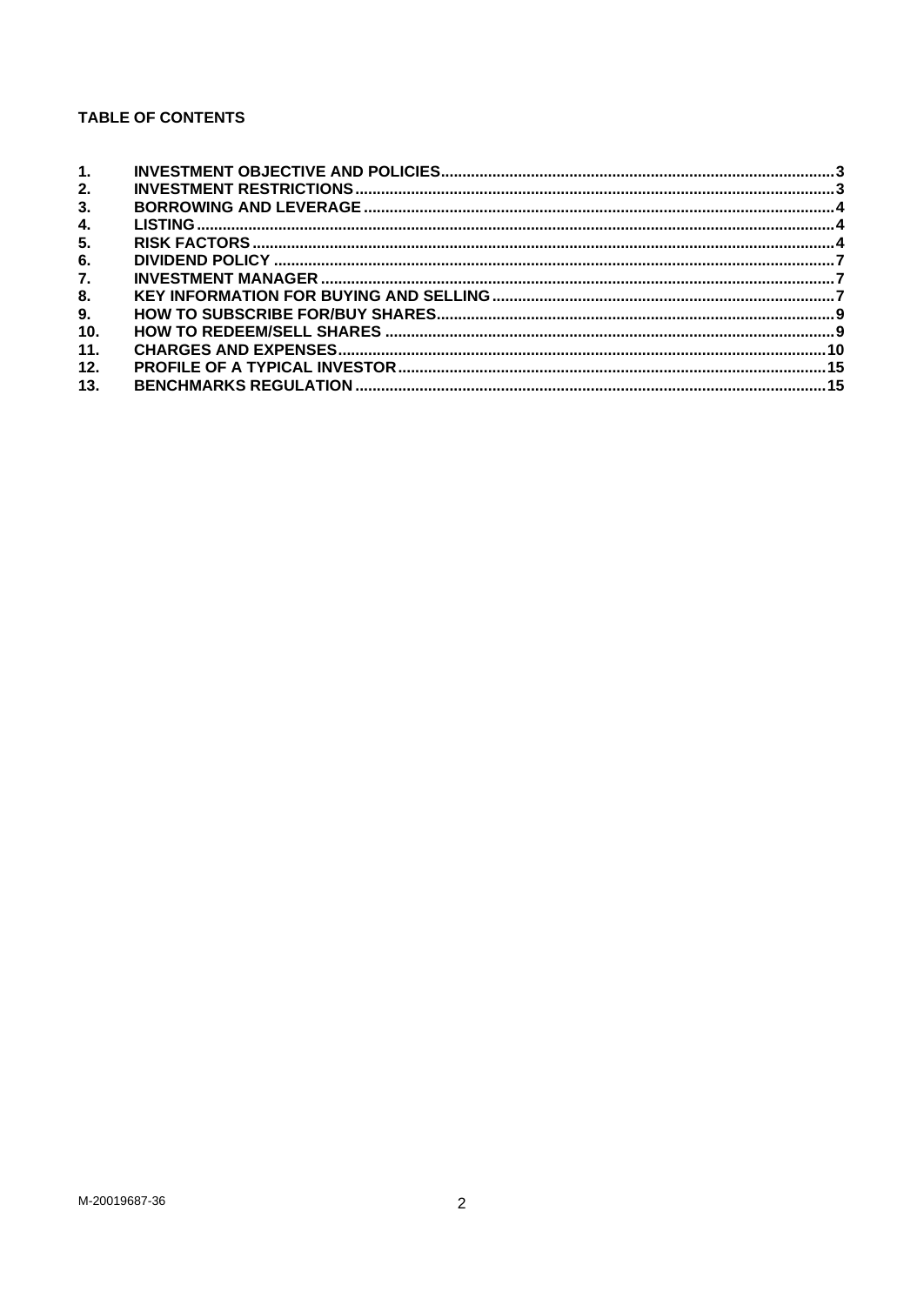**TABLE OF CONTENTS**

| | | |
|---|---|---|
| 1. | INVESTMENT OBJECTIVE AND POLICIES | 3 |
| 2. | INVESTMENT RESTRICTIONS | 3 |
| 3. | BORROWING AND LEVERAGE | 4 |
| 4. | LISTING | 4 |
| 5. | RISK FACTORS | 4 |
| 6. | DIVIDEND POLICY | 7 |
| 7. | INVESTMENT MANAGER | 7 |
| 8. | KEY INFORMATION FOR BUYING AND SELLING | 7 |
| 9. | HOW TO SUBSCRIBE FOR/BUY SHARES | 9 |
| 10. | HOW TO REDEEM/SELL SHARES | 9 |
| 11. | CHARGES AND EXPENSES | 10 |
| 12. | PROFILE OF A TYPICAL INVESTOR | 15 |
| 13. | BENCHMARKS REGULATION | 15 |

M-20019687-36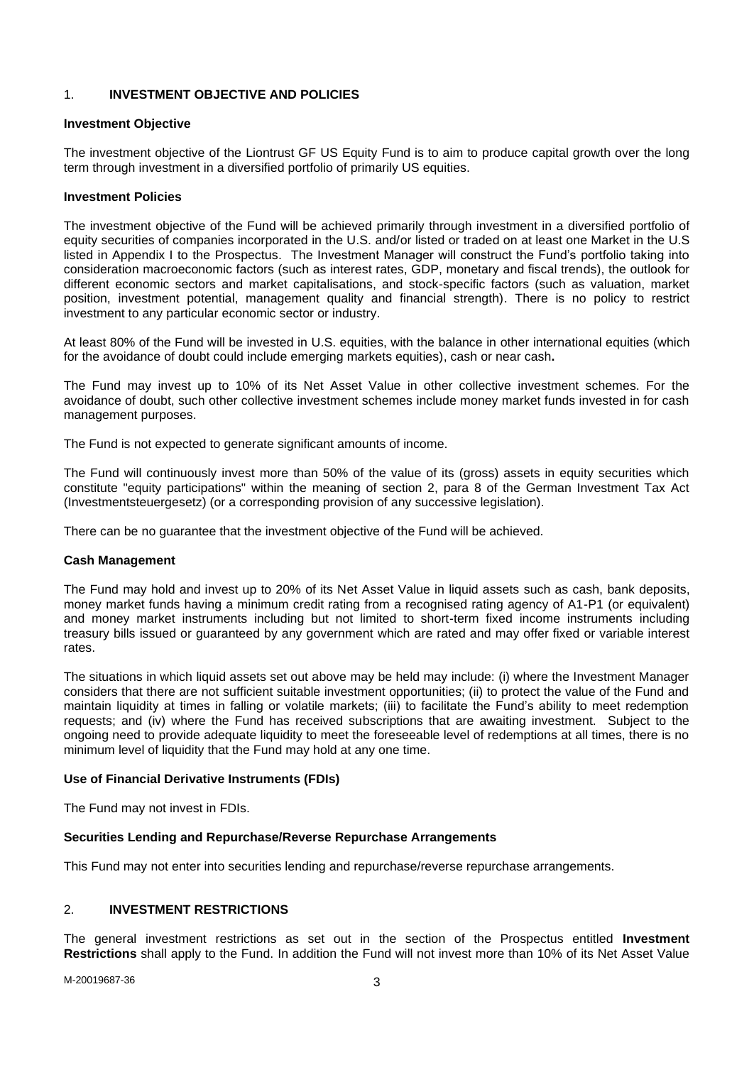## 1. **INVESTMENT OBJECTIVE AND POLICIES**

### Investment Objective

The investment objective of the Liontrust GF US Equity Fund is to aim to produce capital growth over the long term through investment in a diversified portfolio of primarily US equities.

### Investment Policies

The investment objective of the Fund will be achieved primarily through investment in a diversified portfolio of equity securities of companies incorporated in the U.S. and/or listed or traded on at least one Market in the U.S listed in Appendix I to the Prospectus. The Investment Manager will construct the Fund's portfolio taking into consideration macroeconomic factors (such as interest rates, GDP, monetary and fiscal trends), the outlook for different economic sectors and market capitalisations, and stock-specific factors (such as valuation, market position, investment potential, management quality and financial strength). There is no policy to restrict investment to any particular economic sector or industry.

At least 80% of the Fund will be invested in U.S. equities, with the balance in other international equities (which for the avoidance of doubt could include emerging markets equities), cash or near cash**.**

The Fund may invest up to 10% of its Net Asset Value in other collective investment schemes. For the avoidance of doubt, such other collective investment schemes include money market funds invested in for cash management purposes.

The Fund is not expected to generate significant amounts of income.

The Fund will continuously invest more than 50% of the value of its (gross) assets in equity securities which constitute "equity participations" within the meaning of section 2, para 8 of the German Investment Tax Act (Investmentsteuergesetz) (or a corresponding provision of any successive legislation).

There can be no guarantee that the investment objective of the Fund will be achieved.

### Cash Management

The Fund may hold and invest up to 20% of its Net Asset Value in liquid assets such as cash, bank deposits, money market funds having a minimum credit rating from a recognised rating agency of A1-P1 (or equivalent) and money market instruments including but not limited to short-term fixed income instruments including treasury bills issued or guaranteed by any government which are rated and may offer fixed or variable interest rates.

The situations in which liquid assets set out above may be held may include: (i) where the Investment Manager considers that there are not sufficient suitable investment opportunities; (ii) to protect the value of the Fund and maintain liquidity at times in falling or volatile markets; (iii) to facilitate the Fund's ability to meet redemption requests; and (iv) where the Fund has received subscriptions that are awaiting investment. Subject to the ongoing need to provide adequate liquidity to meet the foreseeable level of redemptions at all times, there is no minimum level of liquidity that the Fund may hold at any one time.

### Use of Financial Derivative Instruments (FDIs)

The Fund may not invest in FDIs.

### Securities Lending and Repurchase/Reverse Repurchase Arrangements

This Fund may not enter into securities lending and repurchase/reverse repurchase arrangements.

## 2. **INVESTMENT RESTRICTIONS**

The general investment restrictions as set out in the section of the Prospectus entitled **Investment Restrictions** shall apply to the Fund. In addition the Fund will not invest more than 10% of its Net Asset Value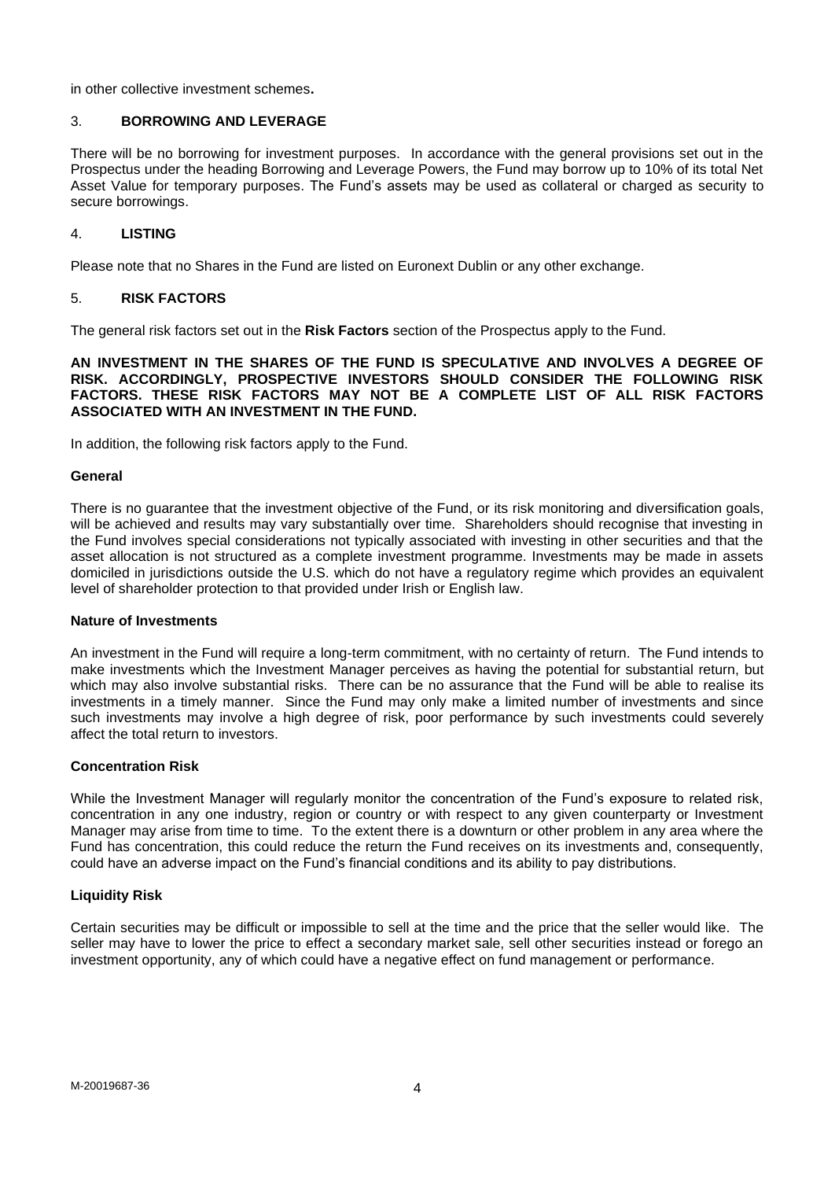in other collective investment schemes**.**

## 3. BORROWING AND LEVERAGE

There will be no borrowing for investment purposes. In accordance with the general provisions set out in the Prospectus under the heading Borrowing and Leverage Powers, the Fund may borrow up to 10% of its total Net Asset Value for temporary purposes. The Fund's assets may be used as collateral or charged as security to secure borrowings.

## 4. LISTING

Please note that no Shares in the Fund are listed on Euronext Dublin or any other exchange.

## 5. RISK FACTORS

The general risk factors set out in the **Risk Factors** section of the Prospectus apply to the Fund.

**AN INVESTMENT IN THE SHARES OF THE FUND IS SPECULATIVE AND INVOLVES A DEGREE OF RISK. ACCORDINGLY, PROSPECTIVE INVESTORS SHOULD CONSIDER THE FOLLOWING RISK FACTORS. THESE RISK FACTORS MAY NOT BE A COMPLETE LIST OF ALL RISK FACTORS ASSOCIATED WITH AN INVESTMENT IN THE FUND.**

In addition, the following risk factors apply to the Fund.

### General

There is no guarantee that the investment objective of the Fund, or its risk monitoring and diversification goals, will be achieved and results may vary substantially over time. Shareholders should recognise that investing in the Fund involves special considerations not typically associated with investing in other securities and that the asset allocation is not structured as a complete investment programme. Investments may be made in assets domiciled in jurisdictions outside the U.S. which do not have a regulatory regime which provides an equivalent level of shareholder protection to that provided under Irish or English law.

### Nature of Investments

An investment in the Fund will require a long-term commitment, with no certainty of return. The Fund intends to make investments which the Investment Manager perceives as having the potential for substantial return, but which may also involve substantial risks. There can be no assurance that the Fund will be able to realise its investments in a timely manner. Since the Fund may only make a limited number of investments and since such investments may involve a high degree of risk, poor performance by such investments could severely affect the total return to investors.

### Concentration Risk

While the Investment Manager will regularly monitor the concentration of the Fund's exposure to related risk, concentration in any one industry, region or country or with respect to any given counterparty or Investment Manager may arise from time to time. To the extent there is a downturn or other problem in any area where the Fund has concentration, this could reduce the return the Fund receives on its investments and, consequently, could have an adverse impact on the Fund's financial conditions and its ability to pay distributions.

### Liquidity Risk

Certain securities may be difficult or impossible to sell at the time and the price that the seller would like. The seller may have to lower the price to effect a secondary market sale, sell other securities instead or forego an investment opportunity, any of which could have a negative effect on fund management or performance.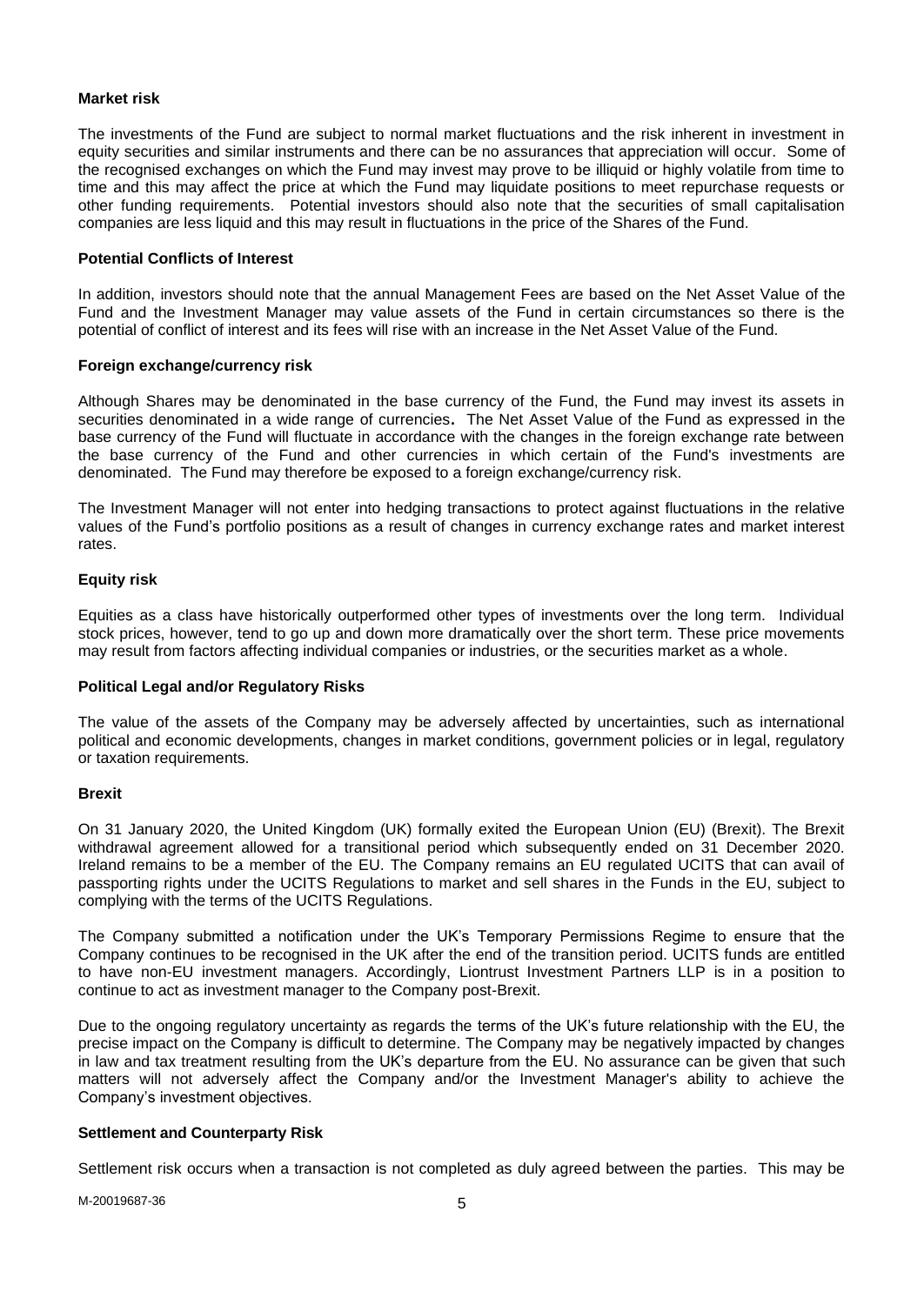**Market risk**

The investments of the Fund are subject to normal market fluctuations and the risk inherent in investment in equity securities and similar instruments and there can be no assurances that appreciation will occur. Some of the recognised exchanges on which the Fund may invest may prove to be illiquid or highly volatile from time to time and this may affect the price at which the Fund may liquidate positions to meet repurchase requests or other funding requirements. Potential investors should also note that the securities of small capitalisation companies are less liquid and this may result in fluctuations in the price of the Shares of the Fund.

**Potential Conflicts of Interest**

In addition, investors should note that the annual Management Fees are based on the Net Asset Value of the Fund and the Investment Manager may value assets of the Fund in certain circumstances so there is the potential of conflict of interest and its fees will rise with an increase in the Net Asset Value of the Fund.

**Foreign exchange/currency risk**

Although Shares may be denominated in the base currency of the Fund, the Fund may invest its assets in securities denominated in a wide range of currencies**.** The Net Asset Value of the Fund as expressed in the base currency of the Fund will fluctuate in accordance with the changes in the foreign exchange rate between the base currency of the Fund and other currencies in which certain of the Fund's investments are denominated. The Fund may therefore be exposed to a foreign exchange/currency risk.

The Investment Manager will not enter into hedging transactions to protect against fluctuations in the relative values of the Fund's portfolio positions as a result of changes in currency exchange rates and market interest rates.

**Equity risk**

Equities as a class have historically outperformed other types of investments over the long term. Individual stock prices, however, tend to go up and down more dramatically over the short term. These price movements may result from factors affecting individual companies or industries, or the securities market as a whole.

**Political Legal and/or Regulatory Risks**

The value of the assets of the Company may be adversely affected by uncertainties, such as international political and economic developments, changes in market conditions, government policies or in legal, regulatory or taxation requirements.

**Brexit**

On 31 January 2020, the United Kingdom (UK) formally exited the European Union (EU) (Brexit). The Brexit withdrawal agreement allowed for a transitional period which subsequently ended on 31 December 2020. Ireland remains to be a member of the EU. The Company remains an EU regulated UCITS that can avail of passporting rights under the UCITS Regulations to market and sell shares in the Funds in the EU, subject to complying with the terms of the UCITS Regulations.

The Company submitted a notification under the UK's Temporary Permissions Regime to ensure that the Company continues to be recognised in the UK after the end of the transition period. UCITS funds are entitled to have non-EU investment managers. Accordingly, Liontrust Investment Partners LLP is in a position to continue to act as investment manager to the Company post-Brexit.

Due to the ongoing regulatory uncertainty as regards the terms of the UK's future relationship with the EU, the precise impact on the Company is difficult to determine. The Company may be negatively impacted by changes in law and tax treatment resulting from the UK's departure from the EU. No assurance can be given that such matters will not adversely affect the Company and/or the Investment Manager's ability to achieve the Company's investment objectives.

**Settlement and Counterparty Risk**

Settlement risk occurs when a transaction is not completed as duly agreed between the parties. This may be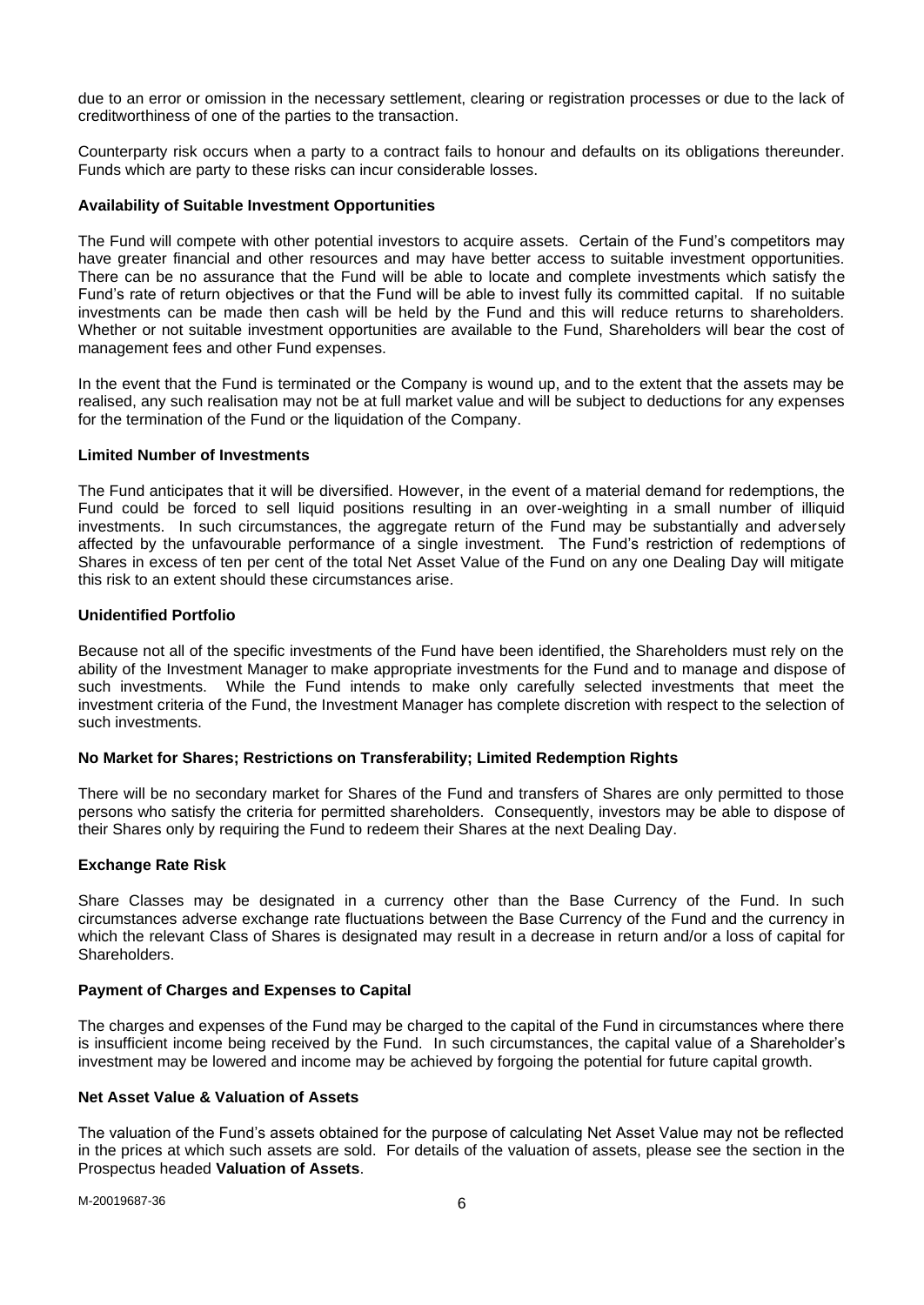due to an error or omission in the necessary settlement, clearing or registration processes or due to the lack of creditworthiness of one of the parties to the transaction.

Counterparty risk occurs when a party to a contract fails to honour and defaults on its obligations thereunder. Funds which are party to these risks can incur considerable losses.

**Availability of Suitable Investment Opportunities**

The Fund will compete with other potential investors to acquire assets. Certain of the Fund's competitors may have greater financial and other resources and may have better access to suitable investment opportunities. There can be no assurance that the Fund will be able to locate and complete investments which satisfy the Fund's rate of return objectives or that the Fund will be able to invest fully its committed capital. If no suitable investments can be made then cash will be held by the Fund and this will reduce returns to shareholders. Whether or not suitable investment opportunities are available to the Fund, Shareholders will bear the cost of management fees and other Fund expenses.

In the event that the Fund is terminated or the Company is wound up, and to the extent that the assets may be realised, any such realisation may not be at full market value and will be subject to deductions for any expenses for the termination of the Fund or the liquidation of the Company.

**Limited Number of Investments**

The Fund anticipates that it will be diversified. However, in the event of a material demand for redemptions, the Fund could be forced to sell liquid positions resulting in an over-weighting in a small number of illiquid investments. In such circumstances, the aggregate return of the Fund may be substantially and adversely affected by the unfavourable performance of a single investment. The Fund's restriction of redemptions of Shares in excess of ten per cent of the total Net Asset Value of the Fund on any one Dealing Day will mitigate this risk to an extent should these circumstances arise.

**Unidentified Portfolio**

Because not all of the specific investments of the Fund have been identified, the Shareholders must rely on the ability of the Investment Manager to make appropriate investments for the Fund and to manage and dispose of such investments. While the Fund intends to make only carefully selected investments that meet the investment criteria of the Fund, the Investment Manager has complete discretion with respect to the selection of such investments.

**No Market for Shares; Restrictions on Transferability; Limited Redemption Rights**

There will be no secondary market for Shares of the Fund and transfers of Shares are only permitted to those persons who satisfy the criteria for permitted shareholders. Consequently, investors may be able to dispose of their Shares only by requiring the Fund to redeem their Shares at the next Dealing Day.

**Exchange Rate Risk**

Share Classes may be designated in a currency other than the Base Currency of the Fund. In such circumstances adverse exchange rate fluctuations between the Base Currency of the Fund and the currency in which the relevant Class of Shares is designated may result in a decrease in return and/or a loss of capital for Shareholders.

**Payment of Charges and Expenses to Capital**

The charges and expenses of the Fund may be charged to the capital of the Fund in circumstances where there is insufficient income being received by the Fund. In such circumstances, the capital value of a Shareholder's investment may be lowered and income may be achieved by forgoing the potential for future capital growth.

**Net Asset Value & Valuation of Assets**

The valuation of the Fund's assets obtained for the purpose of calculating Net Asset Value may not be reflected in the prices at which such assets are sold. For details of the valuation of assets, please see the section in the Prospectus headed **Valuation of Assets**.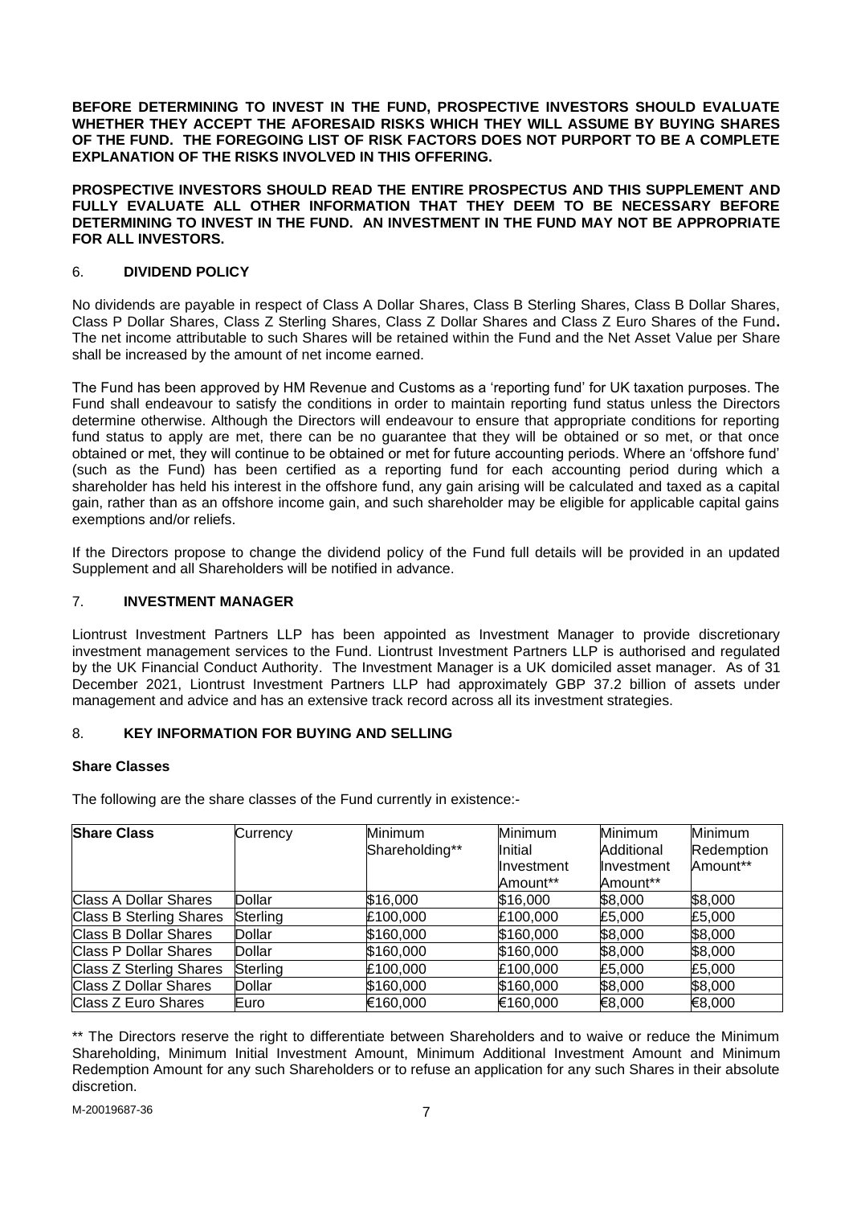**BEFORE DETERMINING TO INVEST IN THE FUND, PROSPECTIVE INVESTORS SHOULD EVALUATE WHETHER THEY ACCEPT THE AFORESAID RISKS WHICH THEY WILL ASSUME BY BUYING SHARES OF THE FUND. THE FOREGOING LIST OF RISK FACTORS DOES NOT PURPORT TO BE A COMPLETE EXPLANATION OF THE RISKS INVOLVED IN THIS OFFERING.**

**PROSPECTIVE INVESTORS SHOULD READ THE ENTIRE PROSPECTUS AND THIS SUPPLEMENT AND FULLY EVALUATE ALL OTHER INFORMATION THAT THEY DEEM TO BE NECESSARY BEFORE DETERMINING TO INVEST IN THE FUND. AN INVESTMENT IN THE FUND MAY NOT BE APPROPRIATE FOR ALL INVESTORS.**

## 6. DIVIDEND POLICY

No dividends are payable in respect of Class A Dollar Shares, Class B Sterling Shares, Class B Dollar Shares, Class P Dollar Shares, Class Z Sterling Shares, Class Z Dollar Shares and Class Z Euro Shares of the Fund**.** The net income attributable to such Shares will be retained within the Fund and the Net Asset Value per Share shall be increased by the amount of net income earned.

The Fund has been approved by HM Revenue and Customs as a 'reporting fund' for UK taxation purposes. The Fund shall endeavour to satisfy the conditions in order to maintain reporting fund status unless the Directors determine otherwise. Although the Directors will endeavour to ensure that appropriate conditions for reporting fund status to apply are met, there can be no guarantee that they will be obtained or so met, or that once obtained or met, they will continue to be obtained or met for future accounting periods. Where an 'offshore fund' (such as the Fund) has been certified as a reporting fund for each accounting period during which a shareholder has held his interest in the offshore fund, any gain arising will be calculated and taxed as a capital gain, rather than as an offshore income gain, and such shareholder may be eligible for applicable capital gains exemptions and/or reliefs.

If the Directors propose to change the dividend policy of the Fund full details will be provided in an updated Supplement and all Shareholders will be notified in advance.

## 7. INVESTMENT MANAGER

Liontrust Investment Partners LLP has been appointed as Investment Manager to provide discretionary investment management services to the Fund. Liontrust Investment Partners LLP is authorised and regulated by the UK Financial Conduct Authority. The Investment Manager is a UK domiciled asset manager. As of 31 December 2021, Liontrust Investment Partners LLP had approximately GBP 37.2 billion of assets under management and advice and has an extensive track record across all its investment strategies.

## 8. KEY INFORMATION FOR BUYING AND SELLING

### Share Classes

The following are the share classes of the Fund currently in existence:-

| **Share Class** | Currency | Minimum Shareholding** | Minimum Initial Investment Amount** | Minimum Additional Investment Amount** | Minimum Redemption Amount** |
|---|---|---|---|---|---|
| Class A Dollar Shares | Dollar | $16,000 | $16,000 | $8,000 | $8,000 |
| Class B Sterling Shares | Sterling | £100,000 | £100,000 | £5,000 | £5,000 |
| Class B Dollar Shares | Dollar | $160,000 | $160,000 | $8,000 | $8,000 |
| Class P Dollar Shares | Dollar | $160,000 | $160,000 | $8,000 | $8,000 |
| Class Z Sterling Shares | Sterling | £100,000 | £100,000 | £5,000 | £5,000 |
| Class Z Dollar Shares | Dollar | $160,000 | $160,000 | $8,000 | $8,000 |
| Class Z Euro Shares | Euro | €160,000 | €160,000 | €8,000 | €8,000 |

** The Directors reserve the right to differentiate between Shareholders and to waive or reduce the Minimum Shareholding, Minimum Initial Investment Amount, Minimum Additional Investment Amount and Minimum Redemption Amount for any such Shareholders or to refuse an application for any such Shares in their absolute discretion.

M-20019687-36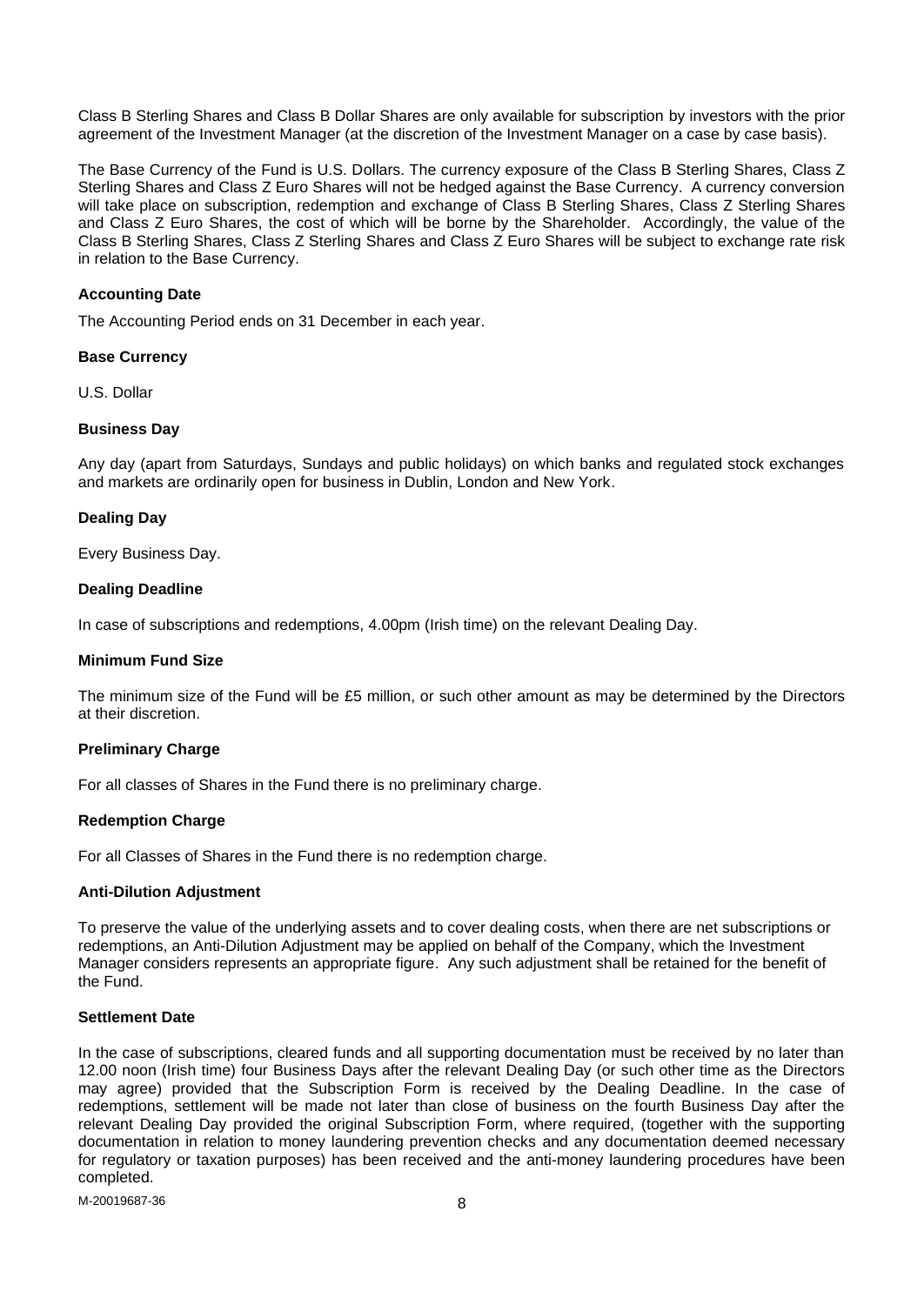Class B Sterling Shares and Class B Dollar Shares are only available for subscription by investors with the prior agreement of the Investment Manager (at the discretion of the Investment Manager on a case by case basis).

The Base Currency of the Fund is U.S. Dollars. The currency exposure of the Class B Sterling Shares, Class Z Sterling Shares and Class Z Euro Shares will not be hedged against the Base Currency. A currency conversion will take place on subscription, redemption and exchange of Class B Sterling Shares, Class Z Sterling Shares and Class Z Euro Shares, the cost of which will be borne by the Shareholder. Accordingly, the value of the Class B Sterling Shares, Class Z Sterling Shares and Class Z Euro Shares will be subject to exchange rate risk in relation to the Base Currency.

**Accounting Date**

The Accounting Period ends on 31 December in each year.

**Base Currency**

U.S. Dollar

**Business Day**

Any day (apart from Saturdays, Sundays and public holidays) on which banks and regulated stock exchanges and markets are ordinarily open for business in Dublin, London and New York.

**Dealing Day**

Every Business Day.

**Dealing Deadline**

In case of subscriptions and redemptions, 4.00pm (Irish time) on the relevant Dealing Day.

**Minimum Fund Size**

The minimum size of the Fund will be £5 million, or such other amount as may be determined by the Directors at their discretion.

**Preliminary Charge**

For all classes of Shares in the Fund there is no preliminary charge.

**Redemption Charge**

For all Classes of Shares in the Fund there is no redemption charge.

**Anti-Dilution Adjustment**

To preserve the value of the underlying assets and to cover dealing costs, when there are net subscriptions or redemptions, an Anti-Dilution Adjustment may be applied on behalf of the Company, which the Investment Manager considers represents an appropriate figure. Any such adjustment shall be retained for the benefit of the Fund.

**Settlement Date**

In the case of subscriptions, cleared funds and all supporting documentation must be received by no later than 12.00 noon (Irish time) four Business Days after the relevant Dealing Day (or such other time as the Directors may agree) provided that the Subscription Form is received by the Dealing Deadline. In the case of redemptions, settlement will be made not later than close of business on the fourth Business Day after the relevant Dealing Day provided the original Subscription Form, where required, (together with the supporting documentation in relation to money laundering prevention checks and any documentation deemed necessary for regulatory or taxation purposes) has been received and the anti-money laundering procedures have been completed.

M-20019687-36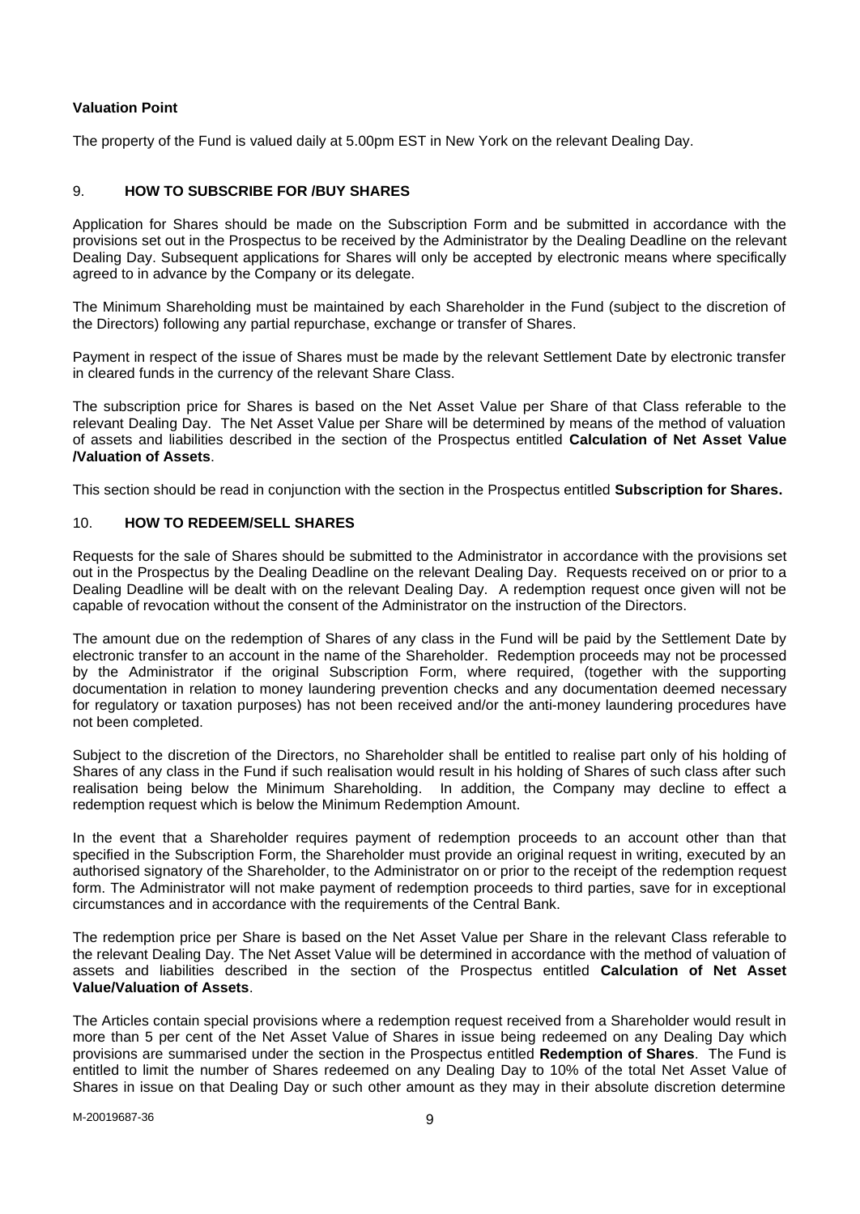**Valuation Point**

The property of the Fund is valued daily at 5.00pm EST in New York on the relevant Dealing Day.

## 9. HOW TO SUBSCRIBE FOR /BUY SHARES

Application for Shares should be made on the Subscription Form and be submitted in accordance with the provisions set out in the Prospectus to be received by the Administrator by the Dealing Deadline on the relevant Dealing Day. Subsequent applications for Shares will only be accepted by electronic means where specifically agreed to in advance by the Company or its delegate.

The Minimum Shareholding must be maintained by each Shareholder in the Fund (subject to the discretion of the Directors) following any partial repurchase, exchange or transfer of Shares.

Payment in respect of the issue of Shares must be made by the relevant Settlement Date by electronic transfer in cleared funds in the currency of the relevant Share Class.

The subscription price for Shares is based on the Net Asset Value per Share of that Class referable to the relevant Dealing Day. The Net Asset Value per Share will be determined by means of the method of valuation of assets and liabilities described in the section of the Prospectus entitled **Calculation of Net Asset Value /Valuation of Assets**.

This section should be read in conjunction with the section in the Prospectus entitled **Subscription for Shares.**

## 10. HOW TO REDEEM/SELL SHARES

Requests for the sale of Shares should be submitted to the Administrator in accordance with the provisions set out in the Prospectus by the Dealing Deadline on the relevant Dealing Day. Requests received on or prior to a Dealing Deadline will be dealt with on the relevant Dealing Day. A redemption request once given will not be capable of revocation without the consent of the Administrator on the instruction of the Directors.

The amount due on the redemption of Shares of any class in the Fund will be paid by the Settlement Date by electronic transfer to an account in the name of the Shareholder. Redemption proceeds may not be processed by the Administrator if the original Subscription Form, where required, (together with the supporting documentation in relation to money laundering prevention checks and any documentation deemed necessary for regulatory or taxation purposes) has not been received and/or the anti-money laundering procedures have not been completed.

Subject to the discretion of the Directors, no Shareholder shall be entitled to realise part only of his holding of Shares of any class in the Fund if such realisation would result in his holding of Shares of such class after such realisation being below the Minimum Shareholding. In addition, the Company may decline to effect a redemption request which is below the Minimum Redemption Amount.

In the event that a Shareholder requires payment of redemption proceeds to an account other than that specified in the Subscription Form, the Shareholder must provide an original request in writing, executed by an authorised signatory of the Shareholder, to the Administrator on or prior to the receipt of the redemption request form. The Administrator will not make payment of redemption proceeds to third parties, save for in exceptional circumstances and in accordance with the requirements of the Central Bank.

The redemption price per Share is based on the Net Asset Value per Share in the relevant Class referable to the relevant Dealing Day. The Net Asset Value will be determined in accordance with the method of valuation of assets and liabilities described in the section of the Prospectus entitled **Calculation of Net Asset Value/Valuation of Assets**.

The Articles contain special provisions where a redemption request received from a Shareholder would result in more than 5 per cent of the Net Asset Value of Shares in issue being redeemed on any Dealing Day which provisions are summarised under the section in the Prospectus entitled **Redemption of Shares**. The Fund is entitled to limit the number of Shares redeemed on any Dealing Day to 10% of the total Net Asset Value of Shares in issue on that Dealing Day or such other amount as they may in their absolute discretion determine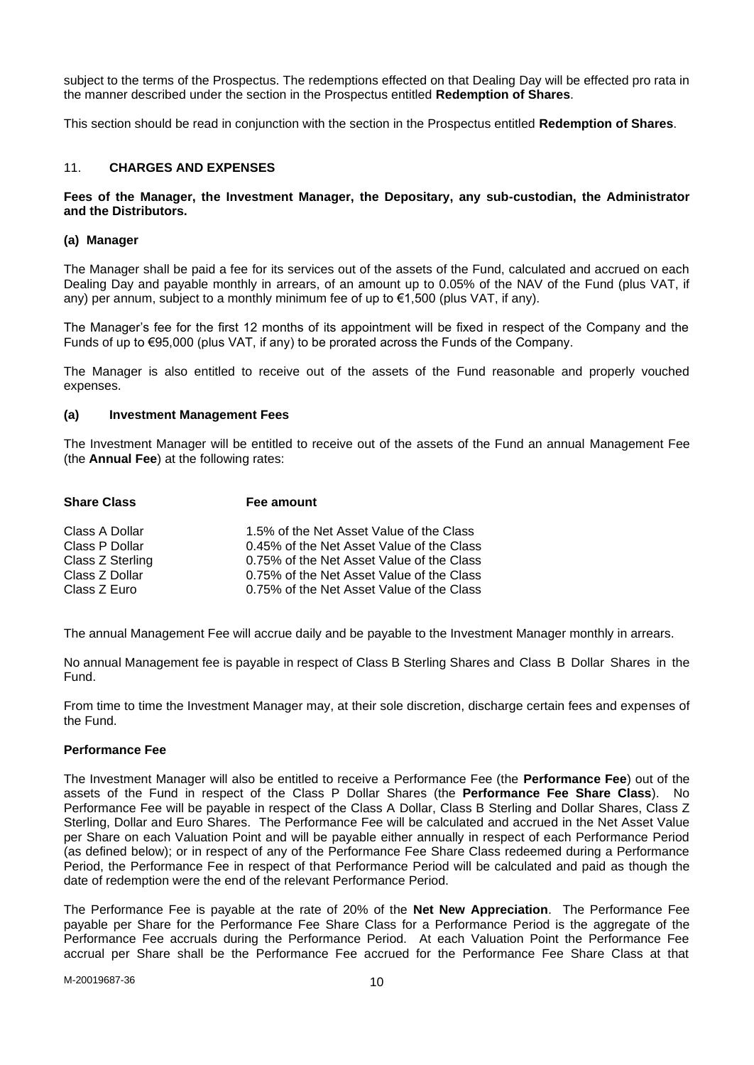subject to the terms of the Prospectus. The redemptions effected on that Dealing Day will be effected pro rata in the manner described under the section in the Prospectus entitled **Redemption of Shares**.

This section should be read in conjunction with the section in the Prospectus entitled **Redemption of Shares**.

## 11. CHARGES AND EXPENSES

**Fees of the Manager, the Investment Manager, the Depositary, any sub-custodian, the Administrator and the Distributors.**

### (a) Manager

The Manager shall be paid a fee for its services out of the assets of the Fund, calculated and accrued on each Dealing Day and payable monthly in arrears, of an amount up to 0.05% of the NAV of the Fund (plus VAT, if any) per annum, subject to a monthly minimum fee of up to €1,500 (plus VAT, if any).

The Manager's fee for the first 12 months of its appointment will be fixed in respect of the Company and the Funds of up to €95,000 (plus VAT, if any) to be prorated across the Funds of the Company.

The Manager is also entitled to receive out of the assets of the Fund reasonable and properly vouched expenses.

### (a) Investment Management Fees

The Investment Manager will be entitled to receive out of the assets of the Fund an annual Management Fee (the **Annual Fee**) at the following rates:

| **Share Class** | **Fee amount** |
| --- | --- |
| Class A Dollar | 1.5% of the Net Asset Value of the Class |
| Class P Dollar | 0.45% of the Net Asset Value of the Class |
| Class Z Sterling | 0.75% of the Net Asset Value of the Class |
| Class Z Dollar | 0.75% of the Net Asset Value of the Class |
| Class Z Euro | 0.75% of the Net Asset Value of the Class |

The annual Management Fee will accrue daily and be payable to the Investment Manager monthly in arrears.

No annual Management fee is payable in respect of Class B Sterling Shares and Class B Dollar Shares in the Fund.

From time to time the Investment Manager may, at their sole discretion, discharge certain fees and expenses of the Fund.

### Performance Fee

The Investment Manager will also be entitled to receive a Performance Fee (the **Performance Fee**) out of the assets of the Fund in respect of the Class P Dollar Shares (the **Performance Fee Share Class**). No Performance Fee will be payable in respect of the Class A Dollar, Class B Sterling and Dollar Shares, Class Z Sterling, Dollar and Euro Shares. The Performance Fee will be calculated and accrued in the Net Asset Value per Share on each Valuation Point and will be payable either annually in respect of each Performance Period (as defined below); or in respect of any of the Performance Fee Share Class redeemed during a Performance Period, the Performance Fee in respect of that Performance Period will be calculated and paid as though the date of redemption were the end of the relevant Performance Period.

The Performance Fee is payable at the rate of 20% of the **Net New Appreciation**. The Performance Fee payable per Share for the Performance Fee Share Class for a Performance Period is the aggregate of the Performance Fee accruals during the Performance Period. At each Valuation Point the Performance Fee accrual per Share shall be the Performance Fee accrued for the Performance Fee Share Class at that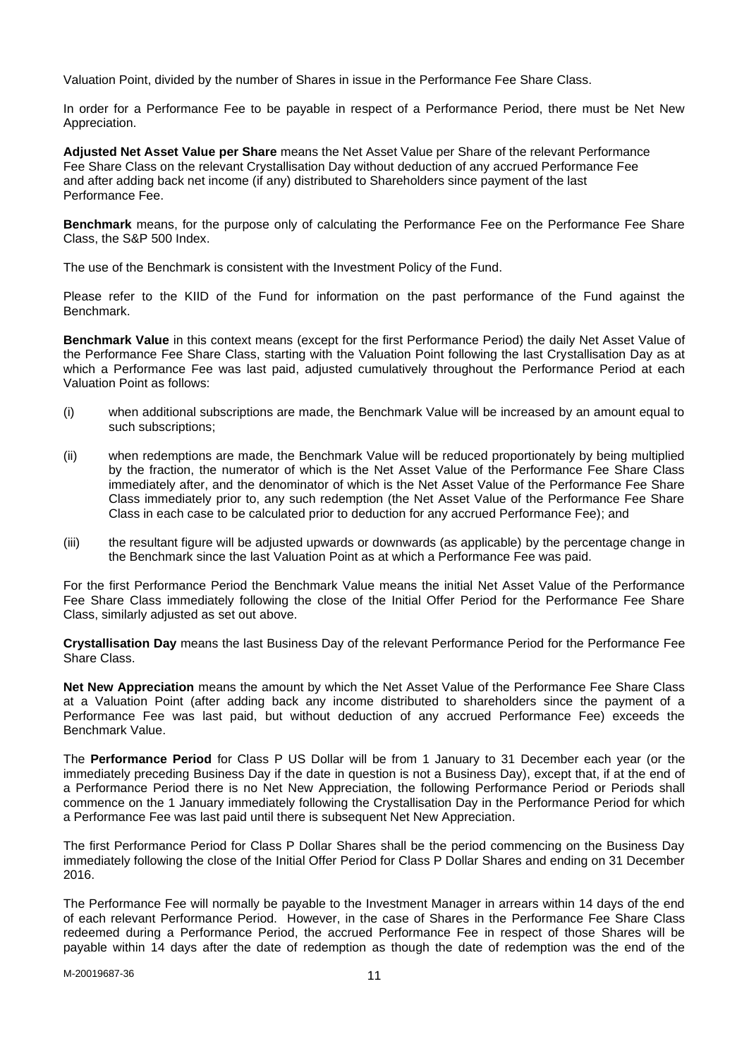Valuation Point, divided by the number of Shares in issue in the Performance Fee Share Class.

In order for a Performance Fee to be payable in respect of a Performance Period, there must be Net New Appreciation.

**Adjusted Net Asset Value per Share** means the Net Asset Value per Share of the relevant Performance Fee Share Class on the relevant Crystallisation Day without deduction of any accrued Performance Fee and after adding back net income (if any) distributed to Shareholders since payment of the last Performance Fee.

**Benchmark** means, for the purpose only of calculating the Performance Fee on the Performance Fee Share Class, the S&P 500 Index.

The use of the Benchmark is consistent with the Investment Policy of the Fund.

Please refer to the KIID of the Fund for information on the past performance of the Fund against the Benchmark.

**Benchmark Value** in this context means (except for the first Performance Period) the daily Net Asset Value of the Performance Fee Share Class, starting with the Valuation Point following the last Crystallisation Day as at which a Performance Fee was last paid, adjusted cumulatively throughout the Performance Period at each Valuation Point as follows:

(i) when additional subscriptions are made, the Benchmark Value will be increased by an amount equal to such subscriptions;

(ii) when redemptions are made, the Benchmark Value will be reduced proportionately by being multiplied by the fraction, the numerator of which is the Net Asset Value of the Performance Fee Share Class immediately after, and the denominator of which is the Net Asset Value of the Performance Fee Share Class immediately prior to, any such redemption (the Net Asset Value of the Performance Fee Share Class in each case to be calculated prior to deduction for any accrued Performance Fee); and

(iii) the resultant figure will be adjusted upwards or downwards (as applicable) by the percentage change in the Benchmark since the last Valuation Point as at which a Performance Fee was paid.

For the first Performance Period the Benchmark Value means the initial Net Asset Value of the Performance Fee Share Class immediately following the close of the Initial Offer Period for the Performance Fee Share Class, similarly adjusted as set out above.

**Crystallisation Day** means the last Business Day of the relevant Performance Period for the Performance Fee Share Class.

**Net New Appreciation** means the amount by which the Net Asset Value of the Performance Fee Share Class at a Valuation Point (after adding back any income distributed to shareholders since the payment of a Performance Fee was last paid, but without deduction of any accrued Performance Fee) exceeds the Benchmark Value.

The **Performance Period** for Class P US Dollar will be from 1 January to 31 December each year (or the immediately preceding Business Day if the date in question is not a Business Day), except that, if at the end of a Performance Period there is no Net New Appreciation, the following Performance Period or Periods shall commence on the 1 January immediately following the Crystallisation Day in the Performance Period for which a Performance Fee was last paid until there is subsequent Net New Appreciation.

The first Performance Period for Class P Dollar Shares shall be the period commencing on the Business Day immediately following the close of the Initial Offer Period for Class P Dollar Shares and ending on 31 December 2016.

The Performance Fee will normally be payable to the Investment Manager in arrears within 14 days of the end of each relevant Performance Period. However, in the case of Shares in the Performance Fee Share Class redeemed during a Performance Period, the accrued Performance Fee in respect of those Shares will be payable within 14 days after the date of redemption as though the date of redemption was the end of the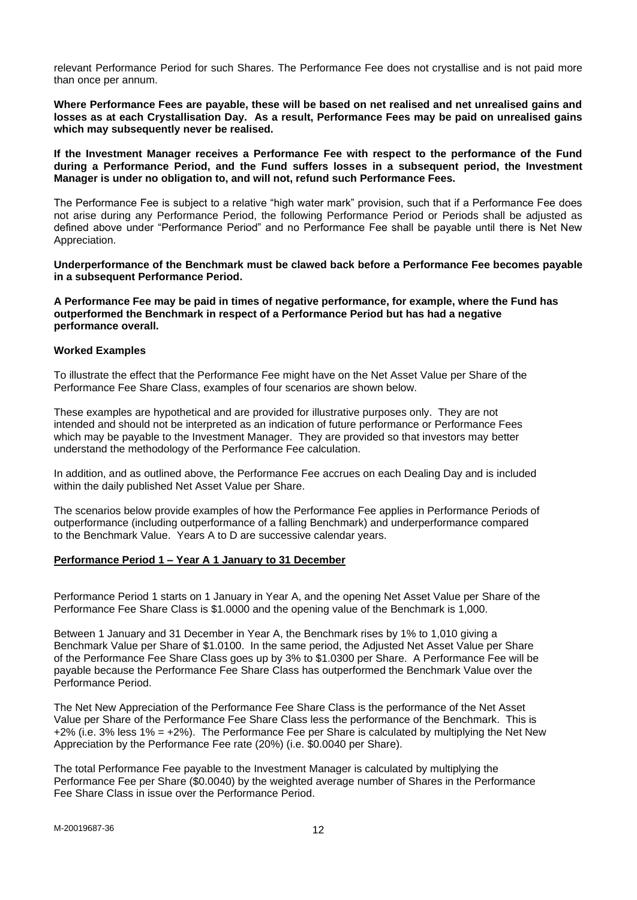relevant Performance Period for such Shares. The Performance Fee does not crystallise and is not paid more than once per annum.

**Where Performance Fees are payable, these will be based on net realised and net unrealised gains and losses as at each Crystallisation Day. As a result, Performance Fees may be paid on unrealised gains which may subsequently never be realised.**

**If the Investment Manager receives a Performance Fee with respect to the performance of the Fund during a Performance Period, and the Fund suffers losses in a subsequent period, the Investment Manager is under no obligation to, and will not, refund such Performance Fees.**

The Performance Fee is subject to a relative "high water mark" provision, such that if a Performance Fee does not arise during any Performance Period, the following Performance Period or Periods shall be adjusted as defined above under "Performance Period" and no Performance Fee shall be payable until there is Net New Appreciation.

**Underperformance of the Benchmark must be clawed back before a Performance Fee becomes payable in a subsequent Performance Period.**

**A Performance Fee may be paid in times of negative performance, for example, where the Fund has outperformed the Benchmark in respect of a Performance Period but has had a negative performance overall.**

**Worked Examples**

To illustrate the effect that the Performance Fee might have on the Net Asset Value per Share of the Performance Fee Share Class, examples of four scenarios are shown below.

These examples are hypothetical and are provided for illustrative purposes only. They are not intended and should not be interpreted as an indication of future performance or Performance Fees which may be payable to the Investment Manager. They are provided so that investors may better understand the methodology of the Performance Fee calculation.

In addition, and as outlined above, the Performance Fee accrues on each Dealing Day and is included within the daily published Net Asset Value per Share.

The scenarios below provide examples of how the Performance Fee applies in Performance Periods of outperformance (including outperformance of a falling Benchmark) and underperformance compared to the Benchmark Value. Years A to D are successive calendar years.

**Performance Period 1 – Year A 1 January to 31 December**

Performance Period 1 starts on 1 January in Year A, and the opening Net Asset Value per Share of the Performance Fee Share Class is \$1.0000 and the opening value of the Benchmark is 1,000.

Between 1 January and 31 December in Year A, the Benchmark rises by 1% to 1,010 giving a Benchmark Value per Share of \$1.0100. In the same period, the Adjusted Net Asset Value per Share of the Performance Fee Share Class goes up by 3% to \$1.0300 per Share. A Performance Fee will be payable because the Performance Fee Share Class has outperformed the Benchmark Value over the Performance Period.

The Net New Appreciation of the Performance Fee Share Class is the performance of the Net Asset Value per Share of the Performance Fee Share Class less the performance of the Benchmark. This is +2% (i.e. 3% less 1% = +2%). The Performance Fee per Share is calculated by multiplying the Net New Appreciation by the Performance Fee rate (20%) (i.e. \$0.0040 per Share).

The total Performance Fee payable to the Investment Manager is calculated by multiplying the Performance Fee per Share (\$0.0040) by the weighted average number of Shares in the Performance Fee Share Class in issue over the Performance Period.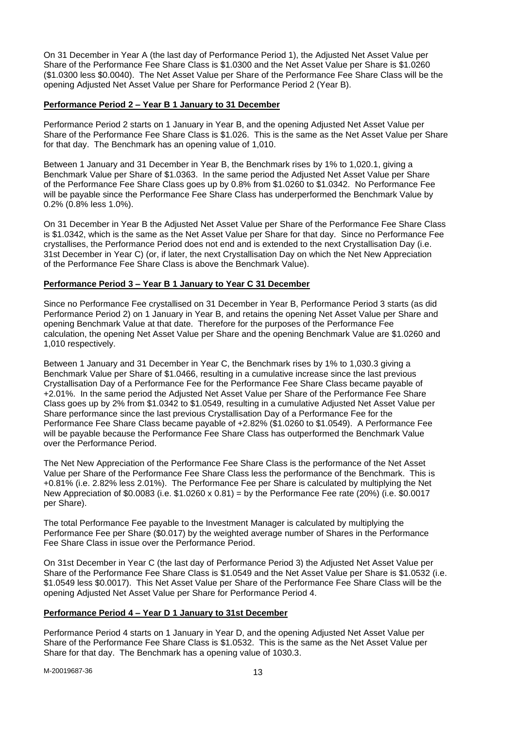On 31 December in Year A (the last day of Performance Period 1), the Adjusted Net Asset Value per Share of the Performance Fee Share Class is $1.0300 and the Net Asset Value per Share is $1.0260 ($1.0300 less $0.0040). The Net Asset Value per Share of the Performance Fee Share Class will be the opening Adjusted Net Asset Value per Share for Performance Period 2 (Year B).

**Performance Period 2 – Year B 1 January to 31 December**

Performance Period 2 starts on 1 January in Year B, and the opening Adjusted Net Asset Value per Share of the Performance Fee Share Class is $1.026. This is the same as the Net Asset Value per Share for that day. The Benchmark has an opening value of 1,010.

Between 1 January and 31 December in Year B, the Benchmark rises by 1% to 1,020.1, giving a Benchmark Value per Share of $1.0363. In the same period the Adjusted Net Asset Value per Share of the Performance Fee Share Class goes up by 0.8% from $1.0260 to $1.0342. No Performance Fee will be payable since the Performance Fee Share Class has underperformed the Benchmark Value by 0.2% (0.8% less 1.0%).

On 31 December in Year B the Adjusted Net Asset Value per Share of the Performance Fee Share Class is $1.0342, which is the same as the Net Asset Value per Share for that day. Since no Performance Fee crystallises, the Performance Period does not end and is extended to the next Crystallisation Day (i.e. 31st December in Year C) (or, if later, the next Crystallisation Day on which the Net New Appreciation of the Performance Fee Share Class is above the Benchmark Value).

**Performance Period 3 – Year B 1 January to Year C 31 December**

Since no Performance Fee crystallised on 31 December in Year B, Performance Period 3 starts (as did Performance Period 2) on 1 January in Year B, and retains the opening Net Asset Value per Share and opening Benchmark Value at that date. Therefore for the purposes of the Performance Fee calculation, the opening Net Asset Value per Share and the opening Benchmark Value are $1.0260 and 1,010 respectively.

Between 1 January and 31 December in Year C, the Benchmark rises by 1% to 1,030.3 giving a Benchmark Value per Share of $1.0466, resulting in a cumulative increase since the last previous Crystallisation Day of a Performance Fee for the Performance Fee Share Class became payable of +2.01%. In the same period the Adjusted Net Asset Value per Share of the Performance Fee Share Class goes up by 2% from $1.0342 to $1.0549, resulting in a cumulative Adjusted Net Asset Value per Share performance since the last previous Crystallisation Day of a Performance Fee for the Performance Fee Share Class became payable of +2.82% ($1.0260 to $1.0549). A Performance Fee will be payable because the Performance Fee Share Class has outperformed the Benchmark Value over the Performance Period.

The Net New Appreciation of the Performance Fee Share Class is the performance of the Net Asset Value per Share of the Performance Fee Share Class less the performance of the Benchmark. This is +0.81% (i.e. 2.82% less 2.01%). The Performance Fee per Share is calculated by multiplying the Net New Appreciation of $0.0083 (i.e. $1.0260 x 0.81) = by the Performance Fee rate (20%) (i.e. $0.0017 per Share).

The total Performance Fee payable to the Investment Manager is calculated by multiplying the Performance Fee per Share ($0.017) by the weighted average number of Shares in the Performance Fee Share Class in issue over the Performance Period.

On 31st December in Year C (the last day of Performance Period 3) the Adjusted Net Asset Value per Share of the Performance Fee Share Class is $1.0549 and the Net Asset Value per Share is $1.0532 (i.e. $1.0549 less $0.0017). This Net Asset Value per Share of the Performance Fee Share Class will be the opening Adjusted Net Asset Value per Share for Performance Period 4.

**Performance Period 4 – Year D 1 January to 31st December**

Performance Period 4 starts on 1 January in Year D, and the opening Adjusted Net Asset Value per Share of the Performance Fee Share Class is $1.0532. This is the same as the Net Asset Value per Share for that day. The Benchmark has a opening value of 1030.3.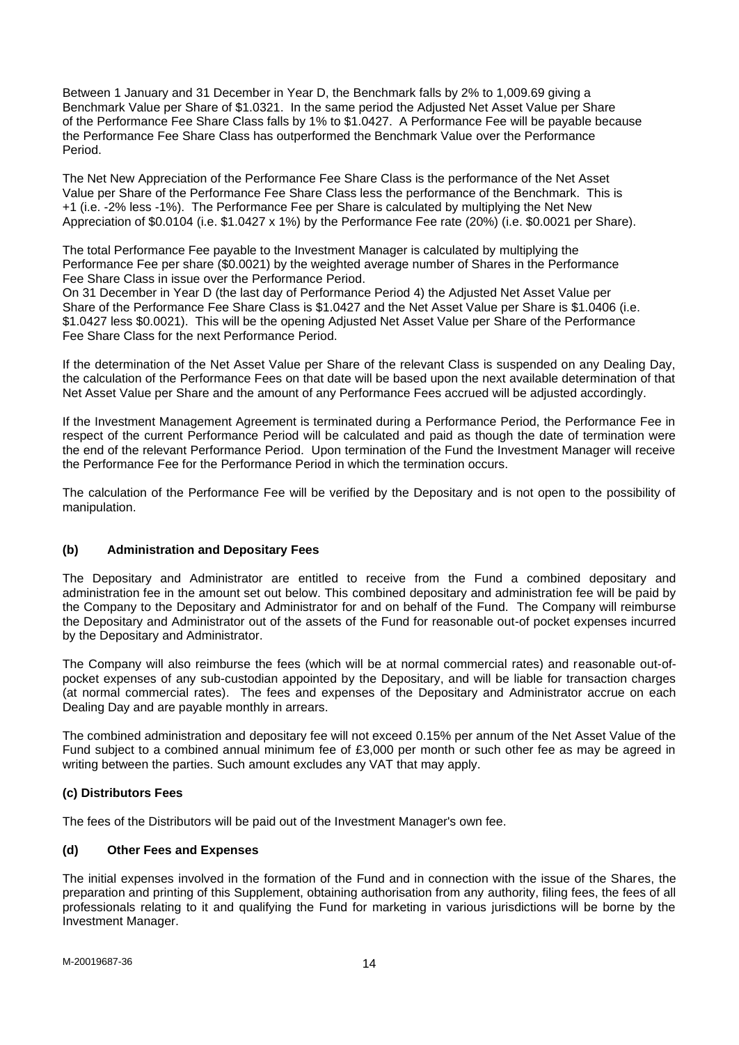Between 1 January and 31 December in Year D, the Benchmark falls by 2% to 1,009.69 giving a Benchmark Value per Share of $1.0321. In the same period the Adjusted Net Asset Value per Share of the Performance Fee Share Class falls by 1% to $1.0427. A Performance Fee will be payable because the Performance Fee Share Class has outperformed the Benchmark Value over the Performance Period.

The Net New Appreciation of the Performance Fee Share Class is the performance of the Net Asset Value per Share of the Performance Fee Share Class less the performance of the Benchmark. This is +1 (i.e. -2% less -1%). The Performance Fee per Share is calculated by multiplying the Net New Appreciation of $0.0104 (i.e. $1.0427 x 1%) by the Performance Fee rate (20%) (i.e. $0.0021 per Share).

The total Performance Fee payable to the Investment Manager is calculated by multiplying the Performance Fee per share ($0.0021) by the weighted average number of Shares in the Performance Fee Share Class in issue over the Performance Period.
On 31 December in Year D (the last day of Performance Period 4) the Adjusted Net Asset Value per Share of the Performance Fee Share Class is $1.0427 and the Net Asset Value per Share is $1.0406 (i.e. $1.0427 less $0.0021). This will be the opening Adjusted Net Asset Value per Share of the Performance Fee Share Class for the next Performance Period.

If the determination of the Net Asset Value per Share of the relevant Class is suspended on any Dealing Day, the calculation of the Performance Fees on that date will be based upon the next available determination of that Net Asset Value per Share and the amount of any Performance Fees accrued will be adjusted accordingly.

If the Investment Management Agreement is terminated during a Performance Period, the Performance Fee in respect of the current Performance Period will be calculated and paid as though the date of termination were the end of the relevant Performance Period. Upon termination of the Fund the Investment Manager will receive the Performance Fee for the Performance Period in which the termination occurs.

The calculation of the Performance Fee will be verified by the Depositary and is not open to the possibility of manipulation.

### (b) Administration and Depositary Fees

The Depositary and Administrator are entitled to receive from the Fund a combined depositary and administration fee in the amount set out below. This combined depositary and administration fee will be paid by the Company to the Depositary and Administrator for and on behalf of the Fund. The Company will reimburse the Depositary and Administrator out of the assets of the Fund for reasonable out-of pocket expenses incurred by the Depositary and Administrator.

The Company will also reimburse the fees (which will be at normal commercial rates) and reasonable out-of-pocket expenses of any sub-custodian appointed by the Depositary, and will be liable for transaction charges (at normal commercial rates). The fees and expenses of the Depositary and Administrator accrue on each Dealing Day and are payable monthly in arrears.

The combined administration and depositary fee will not exceed 0.15% per annum of the Net Asset Value of the Fund subject to a combined annual minimum fee of £3,000 per month or such other fee as may be agreed in writing between the parties. Such amount excludes any VAT that may apply.

### (c) Distributors Fees

The fees of the Distributors will be paid out of the Investment Manager's own fee.

### (d) Other Fees and Expenses

The initial expenses involved in the formation of the Fund and in connection with the issue of the Shares, the preparation and printing of this Supplement, obtaining authorisation from any authority, filing fees, the fees of all professionals relating to it and qualifying the Fund for marketing in various jurisdictions will be borne by the Investment Manager.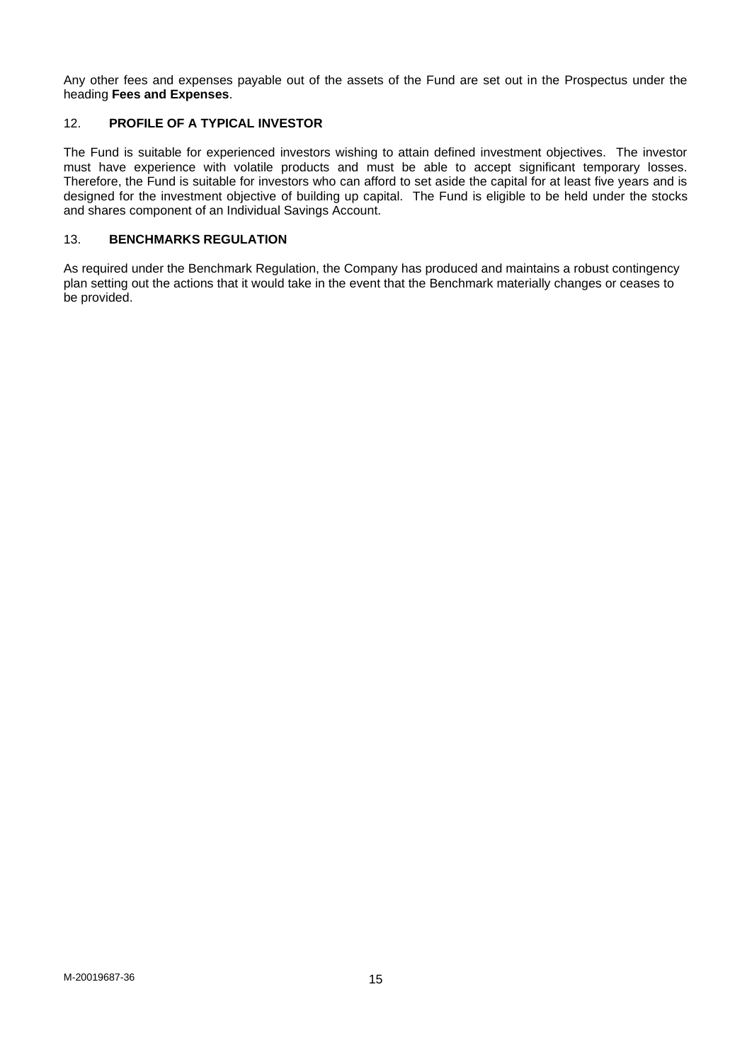Any other fees and expenses payable out of the assets of the Fund are set out in the Prospectus under the heading **Fees and Expenses**.

## 12. PROFILE OF A TYPICAL INVESTOR

The Fund is suitable for experienced investors wishing to attain defined investment objectives. The investor must have experience with volatile products and must be able to accept significant temporary losses. Therefore, the Fund is suitable for investors who can afford to set aside the capital for at least five years and is designed for the investment objective of building up capital. The Fund is eligible to be held under the stocks and shares component of an Individual Savings Account.

## 13. BENCHMARKS REGULATION

As required under the Benchmark Regulation, the Company has produced and maintains a robust contingency plan setting out the actions that it would take in the event that the Benchmark materially changes or ceases to be provided.